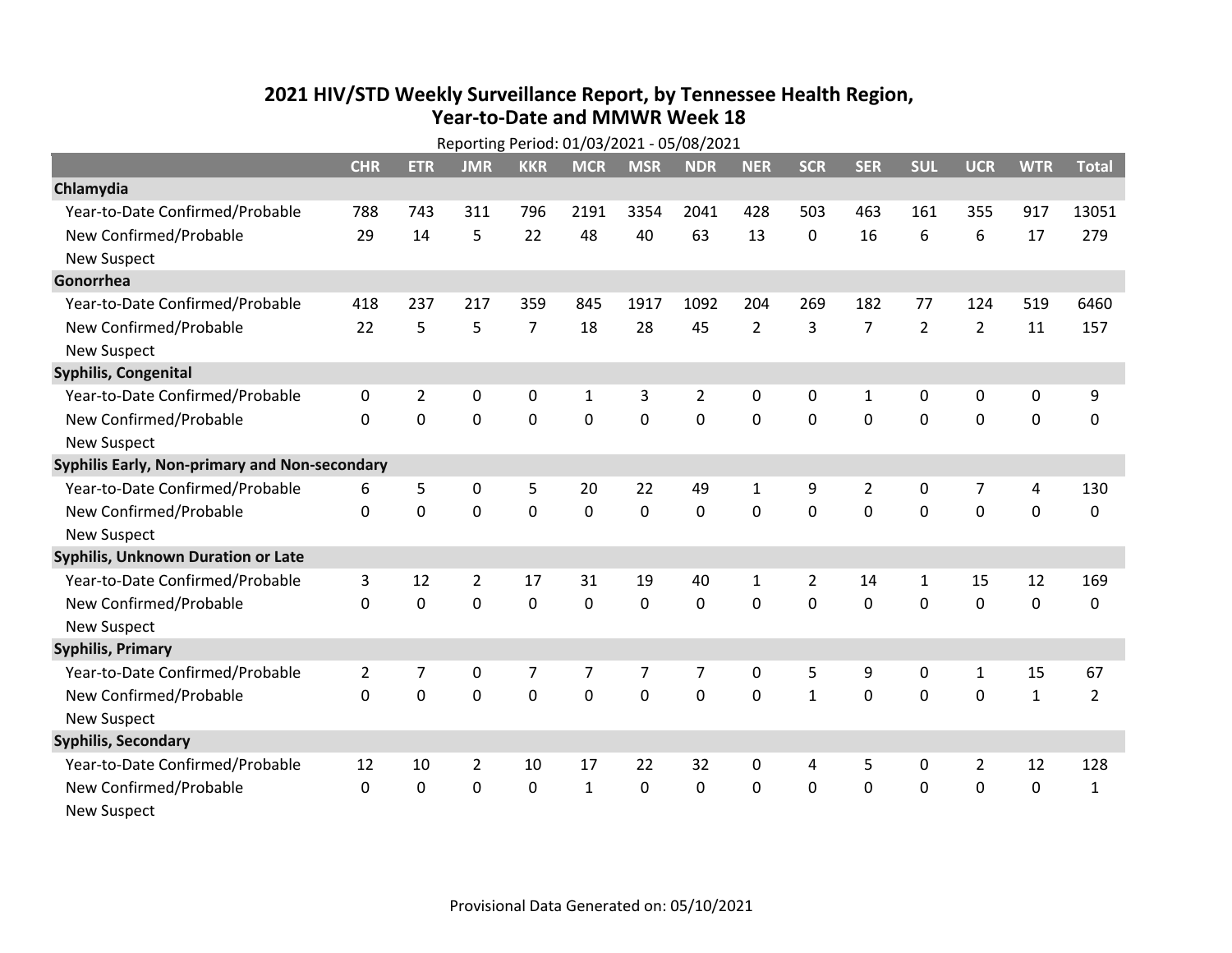# 2021 HIV/STD Weekly Surveillance Report, by Tennessee Health Region, Year-to-Date and MMWR Week 18

Reporting Period: 01/03/2021 - 05/08/2021

| | CHR | ETR | JMR | KKR | MCR | MSR | NDR | NER | SCR | SER | SUL | UCR | WTR | Total |
|---|---|---|---|---|---|---|---|---|---|---|---|---|---|---|
| **Chlamydia** | | | | | | | | | | | | | | |
| Year-to-Date Confirmed/Probable | 788 | 743 | 311 | 796 | 2191 | 3354 | 2041 | 428 | 503 | 463 | 161 | 355 | 917 | 13051 |
| New Confirmed/Probable | 29 | 14 | 5 | 22 | 48 | 40 | 63 | 13 | 0 | 16 | 6 | 6 | 17 | 279 |
| New Suspect | | | | | | | | | | | | | | |
| **Gonorrhea** | | | | | | | | | | | | | | |
| Year-to-Date Confirmed/Probable | 418 | 237 | 217 | 359 | 845 | 1917 | 1092 | 204 | 269 | 182 | 77 | 124 | 519 | 6460 |
| New Confirmed/Probable | 22 | 5 | 5 | 7 | 18 | 28 | 45 | 2 | 3 | 7 | 2 | 2 | 11 | 157 |
| New Suspect | | | | | | | | | | | | | | |
| **Syphilis, Congenital** | | | | | | | | | | | | | | |
| Year-to-Date Confirmed/Probable | 0 | 2 | 0 | 0 | 1 | 3 | 2 | 0 | 0 | 1 | 0 | 0 | 0 | 9 |
| New Confirmed/Probable | 0 | 0 | 0 | 0 | 0 | 0 | 0 | 0 | 0 | 0 | 0 | 0 | 0 | 0 |
| New Suspect | | | | | | | | | | | | | | |
| **Syphilis Early, Non-primary and Non-secondary** | | | | | | | | | | | | | | |
| Year-to-Date Confirmed/Probable | 6 | 5 | 0 | 5 | 20 | 22 | 49 | 1 | 9 | 2 | 0 | 7 | 4 | 130 |
| New Confirmed/Probable | 0 | 0 | 0 | 0 | 0 | 0 | 0 | 0 | 0 | 0 | 0 | 0 | 0 | 0 |
| New Suspect | | | | | | | | | | | | | | |
| **Syphilis, Unknown Duration or Late** | | | | | | | | | | | | | | |
| Year-to-Date Confirmed/Probable | 3 | 12 | 2 | 17 | 31 | 19 | 40 | 1 | 2 | 14 | 1 | 15 | 12 | 169 |
| New Confirmed/Probable | 0 | 0 | 0 | 0 | 0 | 0 | 0 | 0 | 0 | 0 | 0 | 0 | 0 | 0 |
| New Suspect | | | | | | | | | | | | | | |
| **Syphilis, Primary** | | | | | | | | | | | | | | |
| Year-to-Date Confirmed/Probable | 2 | 7 | 0 | 7 | 7 | 7 | 7 | 0 | 5 | 9 | 0 | 1 | 15 | 67 |
| New Confirmed/Probable | 0 | 0 | 0 | 0 | 0 | 0 | 0 | 0 | 1 | 0 | 0 | 0 | 1 | 2 |
| New Suspect | | | | | | | | | | | | | | |
| **Syphilis, Secondary** | | | | | | | | | | | | | | |
| Year-to-Date Confirmed/Probable | 12 | 10 | 2 | 10 | 17 | 22 | 32 | 0 | 4 | 5 | 0 | 2 | 12 | 128 |
| New Confirmed/Probable | 0 | 0 | 0 | 0 | 1 | 0 | 0 | 0 | 0 | 0 | 0 | 0 | 0 | 1 |
| New Suspect | | | | | | | | | | | | | | |

Provisional Data Generated on: 05/10/2021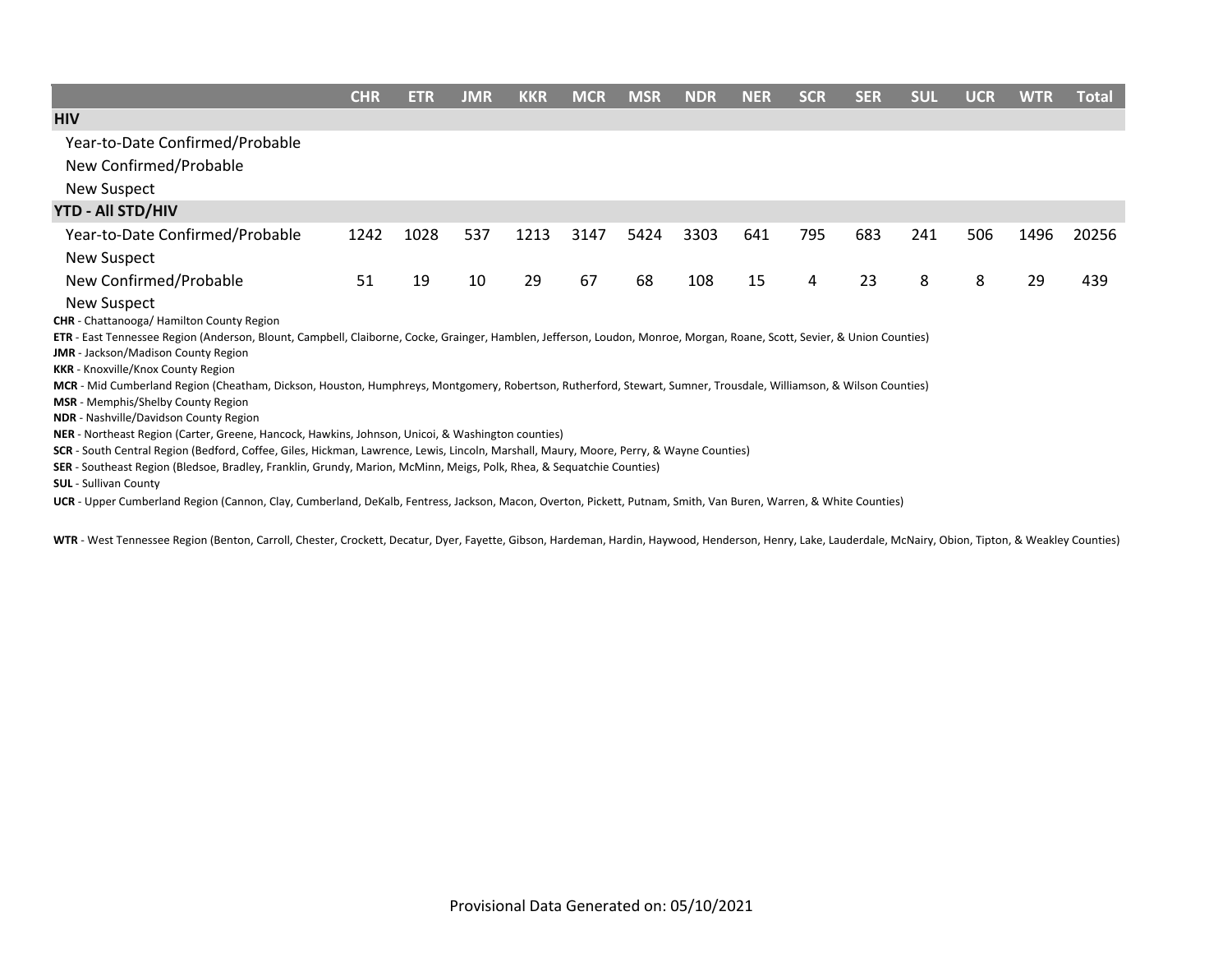| | CHR | ETR | JMR | KKR | MCR | MSR | NDR | NER | SCR | SER | SUL | UCR | WTR | Total |
|---|---|---|---|---|---|---|---|---|---|---|---|---|---|---|
| **HIV** | | | | | | | | | | | | | | |
| Year-to-Date Confirmed/Probable | | | | | | | | | | | | | | |
| New Confirmed/Probable | | | | | | | | | | | | | | |
| New Suspect | | | | | | | | | | | | | | |
| **YTD - All STD/HIV** | | | | | | | | | | | | | | |
| Year-to-Date Confirmed/Probable | 1242 | 1028 | 537 | 1213 | 3147 | 5424 | 3303 | 641 | 795 | 683 | 241 | 506 | 1496 | 20256 |
| New Suspect | | | | | | | | | | | | | | |
| New Confirmed/Probable | 51 | 19 | 10 | 29 | 67 | 68 | 108 | 15 | 4 | 23 | 8 | 8 | 29 | 439 |
| New Suspect | | | | | | | | | | | | | | |

**CHR** - Chattanooga/ Hamilton County Region

**ETR** - East Tennessee Region (Anderson, Blount, Campbell, Claiborne, Cocke, Grainger, Hamblen, Jefferson, Loudon, Monroe, Morgan, Roane, Scott, Sevier, & Union Counties)

**JMR** - Jackson/Madison County Region

**KKR** - Knoxville/Knox County Region

**MCR** - Mid Cumberland Region (Cheatham, Dickson, Houston, Humphreys, Montgomery, Robertson, Rutherford, Stewart, Sumner, Trousdale, Williamson, & Wilson Counties)

**MSR** - Memphis/Shelby County Region

**NDR** - Nashville/Davidson County Region

**NER** - Northeast Region (Carter, Greene, Hancock, Hawkins, Johnson, Unicoi, & Washington counties)

**SCR** - South Central Region (Bedford, Coffee, Giles, Hickman, Lawrence, Lewis, Lincoln, Marshall, Maury, Moore, Perry, & Wayne Counties)

**SER** - Southeast Region (Bledsoe, Bradley, Franklin, Grundy, Marion, McMinn, Meigs, Polk, Rhea, & Sequatchie Counties)

**SUL** - Sullivan County

**UCR** - Upper Cumberland Region (Cannon, Clay, Cumberland, DeKalb, Fentress, Jackson, Macon, Overton, Pickett, Putnam, Smith, Van Buren, Warren, & White Counties)

**WTR** - West Tennessee Region (Benton, Carroll, Chester, Crockett, Decatur, Dyer, Fayette, Gibson, Hardeman, Hardin, Haywood, Henderson, Henry, Lake, Lauderdale, McNairy, Obion, Tipton, & Weakley Counties)

Provisional Data Generated on: 05/10/2021